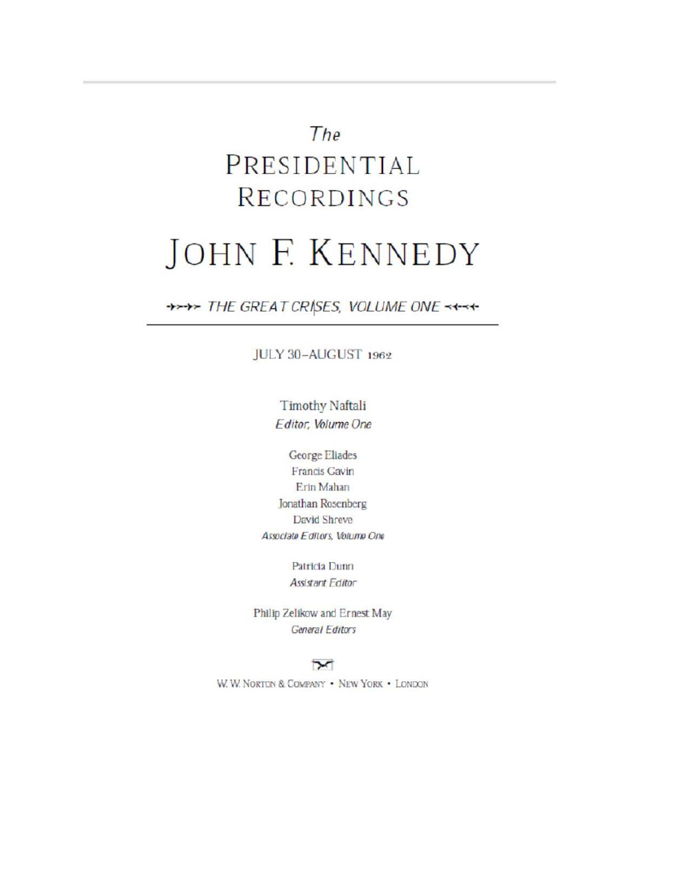*The*

# PRESIDENTIAL RECORDINGS

# JOHN F. KENNEDY

## THE GREAT CRISES, VOLUME ONE

JULY 30–AUGUST 1962

Timothy Naftali
*Editor, Volume One*

George Eliades
Francis Gavin
Erin Mahan
Jonathan Rosenberg
David Shreve
*Associate Editors, Volume One*

Patricia Dunn
*Assistant Editor*

Philip Zelikow and Ernest May
*General Editors*

W. W. NORTON & COMPANY • NEW YORK • LONDON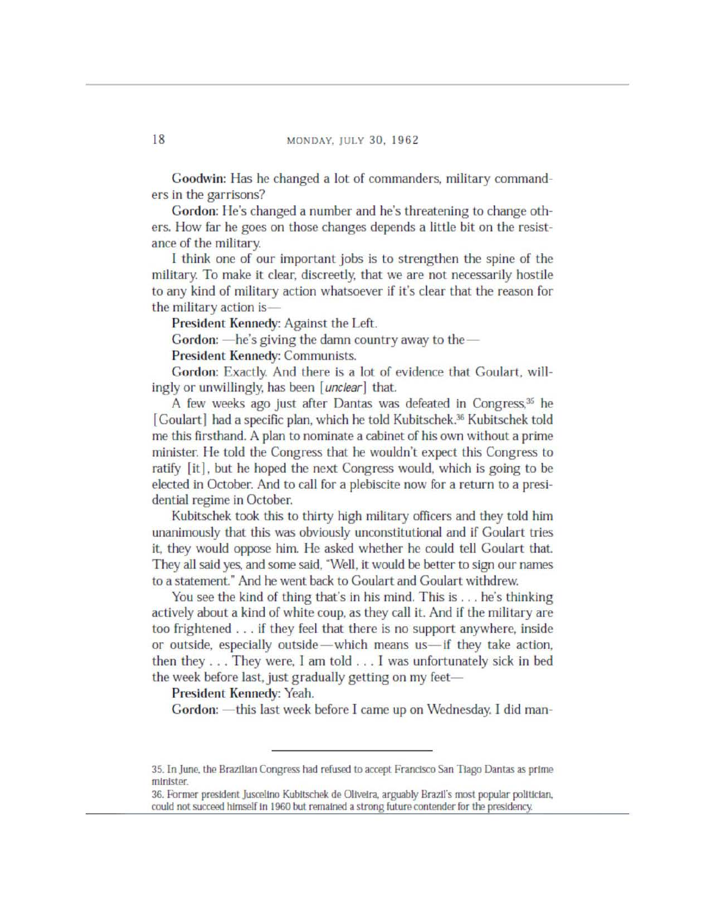**Goodwin:** Has he changed a lot of commanders, military commanders in the garrisons?

**Gordon:** He's changed a number and he's threatening to change others. How far he goes on those changes depends a little bit on the resistance of the military.

I think one of our important jobs is to strengthen the spine of the military. To make it clear, discreetly, that we are not necessarily hostile to any kind of military action whatsoever if it's clear that the reason for the military action is—

**President Kennedy:** Against the Left.

**Gordon:** —he's giving the damn country away to the—

**President Kennedy:** Communists.

**Gordon:** Exactly. And there is a lot of evidence that Goulart, willingly or unwillingly, has been [*unclear*] that.

A few weeks ago just after Dantas was defeated in Congress,[35] he [Goulart] had a specific plan, which he told Kubitschek.[36] Kubitschek told me this firsthand. A plan to nominate a cabinet of his own without a prime minister. He told the Congress that he wouldn't expect this Congress to ratify [it], but he hoped the next Congress would, which is going to be elected in October. And to call for a plebiscite now for a return to a presidential regime in October.

Kubitschek took this to thirty high military officers and they told him unanimously that this was obviously unconstitutional and if Goulart tries it, they would oppose him. He asked whether he could tell Goulart that. They all said yes, and some said, "Well, it would be better to sign our names to a statement." And he went back to Goulart and Goulart withdrew.

You see the kind of thing that's in his mind. This is . . . he's thinking actively about a kind of white coup, as they call it. And if the military are too frightened . . . if they feel that there is no support anywhere, inside or outside, especially outside—which means us—if they take action, then they . . . They were, I am told . . . I was unfortunately sick in bed the week before last, just gradually getting on my feet—

**President Kennedy:** Yeah.

**Gordon:** —this last week before I came up on Wednesday. I did man-

---

35. In June, the Brazilian Congress had refused to accept Francisco San Tiago Dantas as prime minister.

36. Former president Juscelino Kubitschek de Oliveira, arguably Brazil's most popular politician, could not succeed himself in 1960 but remained a strong future contender for the presidency.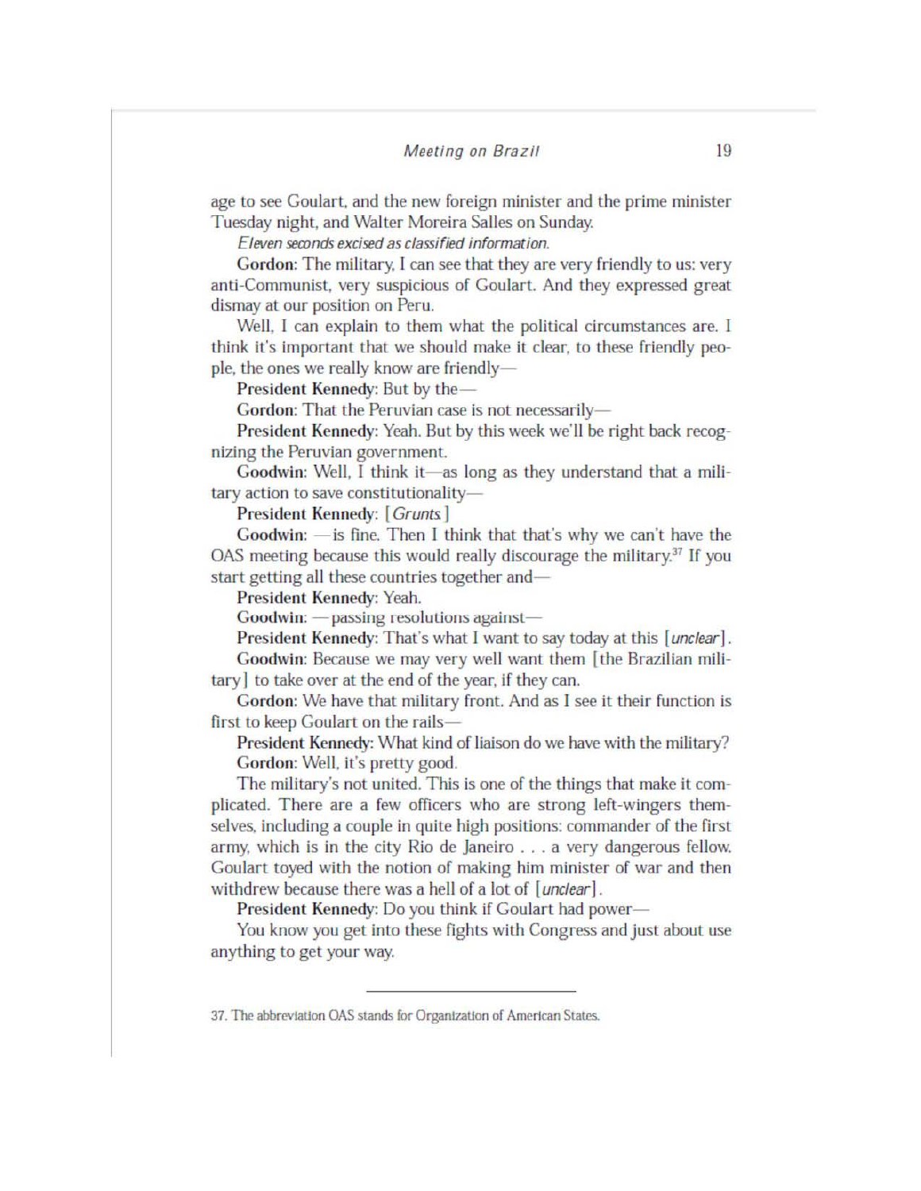age to see Goulart, and the new foreign minister and the prime minister Tuesday night, and Walter Moreira Salles on Sunday.

*Eleven seconds excised as classified information.*

**Gordon**: The military, I can see that they are very friendly to us: very anti-Communist, very suspicious of Goulart. And they expressed great dismay at our position on Peru.

Well, I can explain to them what the political circumstances are. I think it's important that we should make it clear, to these friendly people, the ones we really know are friendly—

**President Kennedy**: But by the—

**Gordon**: That the Peruvian case is not necessarily—

**President Kennedy**: Yeah. But by this week we'll be right back recognizing the Peruvian government.

**Goodwin**: Well, I think it—as long as they understand that a military action to save constitutionality—

**President Kennedy**: [*Grunts*]

**Goodwin**: —is fine. Then I think that that's why we can't have the OAS meeting because this would really discourage the military.[37] If you start getting all these countries together and—

**President Kennedy**: Yeah.

**Goodwin**: —passing resolutions against—

**President Kennedy**: That's what I want to say today at this [*unclear*].

**Goodwin**: Because we may very well want them [the Brazilian military] to take over at the end of the year, if they can.

**Gordon**: We have that military front. And as I see it their function is first to keep Goulart on the rails—

**President Kennedy**: What kind of liaison do we have with the military?

**Gordon**: Well, it's pretty good.

The military's not united. This is one of the things that make it complicated. There are a few officers who are strong left-wingers themselves, including a couple in quite high positions: commander of the first army, which is in the city Rio de Janeiro . . . a very dangerous fellow. Goulart toyed with the notion of making him minister of war and then withdrew because there was a hell of a lot of [*unclear*].

**President Kennedy**: Do you think if Goulart had power—

You know you get into these fights with Congress and just about use anything to get your way.

---

37. The abbreviation OAS stands for Organization of American States.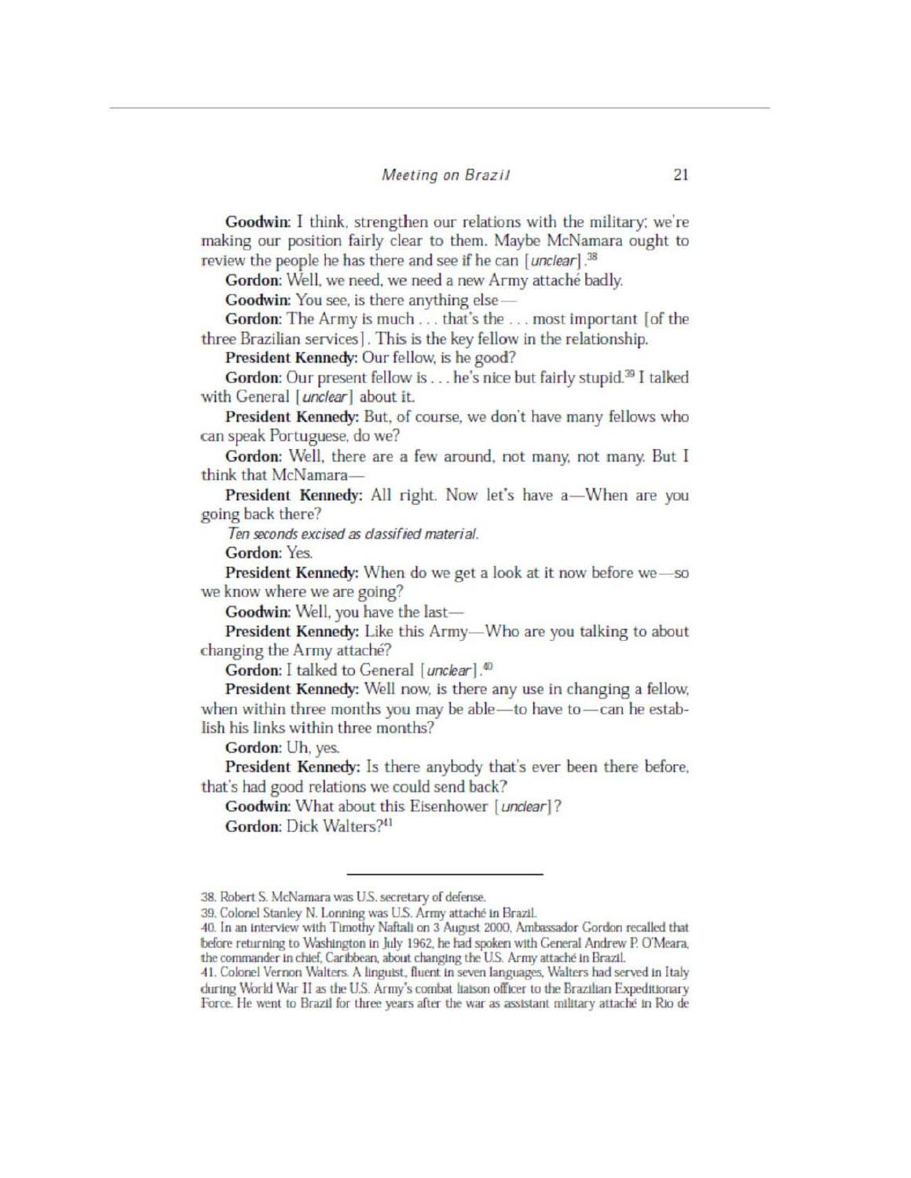**Goodwin:** I think, strengthen our relations with the military; we're making our position fairly clear to them. Maybe McNamara ought to review the people he has there and see if he can [*unclear*].[38]

**Gordon:** Well, we need, we need a new Army attaché badly.

**Goodwin:** You see, is there anything else—

**Gordon:** The Army is much . . . that's the . . . most important [of the three Brazilian services]. This is the key fellow in the relationship.

**President Kennedy:** Our fellow, is he good?

**Gordon:** Our present fellow is . . . he's nice but fairly stupid.[39] I talked with General [*unclear*] about it.

**President Kennedy:** But, of course, we don't have many fellows who can speak Portuguese, do we?

**Gordon:** Well, there are a few around, not many, not many. But I think that McNamara—

**President Kennedy:** All right. Now let's have a—When are you going back there?

*Ten seconds excised as classified material.*

**Gordon:** Yes.

**President Kennedy:** When do we get a look at it now before we—so we know where we are going?

**Goodwin:** Well, you have the last—

**President Kennedy:** Like this Army—Who are you talking to about changing the Army attaché?

**Gordon:** I talked to General [*unclear*].[40]

**President Kennedy:** Well now, is there any use in changing a fellow, when within three months you may be able—to have to—can he establish his links within three months?

**Gordon:** Uh, yes.

**President Kennedy:** Is there anybody that's ever been there before, that's had good relations we could send back?

**Goodwin:** What about this Eisenhower [*unclear*]?

**Gordon:** Dick Walters?[41]

---

38. Robert S. McNamara was U.S. secretary of defense.

39. Colonel Stanley N. Lonning was U.S. Army attaché in Brazil.

40. In an interview with Timothy Naftali on 3 August 2000, Ambassador Gordon recalled that before returning to Washington in July 1962, he had spoken with General Andrew P. O'Meara, the commander in chief, Caribbean, about changing the U.S. Army attaché in Brazil.

41. Colonel Vernon Walters. A linguist, fluent in seven languages, Walters had served in Italy during World War II as the U.S. Army's combat liaison officer to the Brazilian Expeditionary Force. He went to Brazil for three years after the war as assistant military attaché in Rio de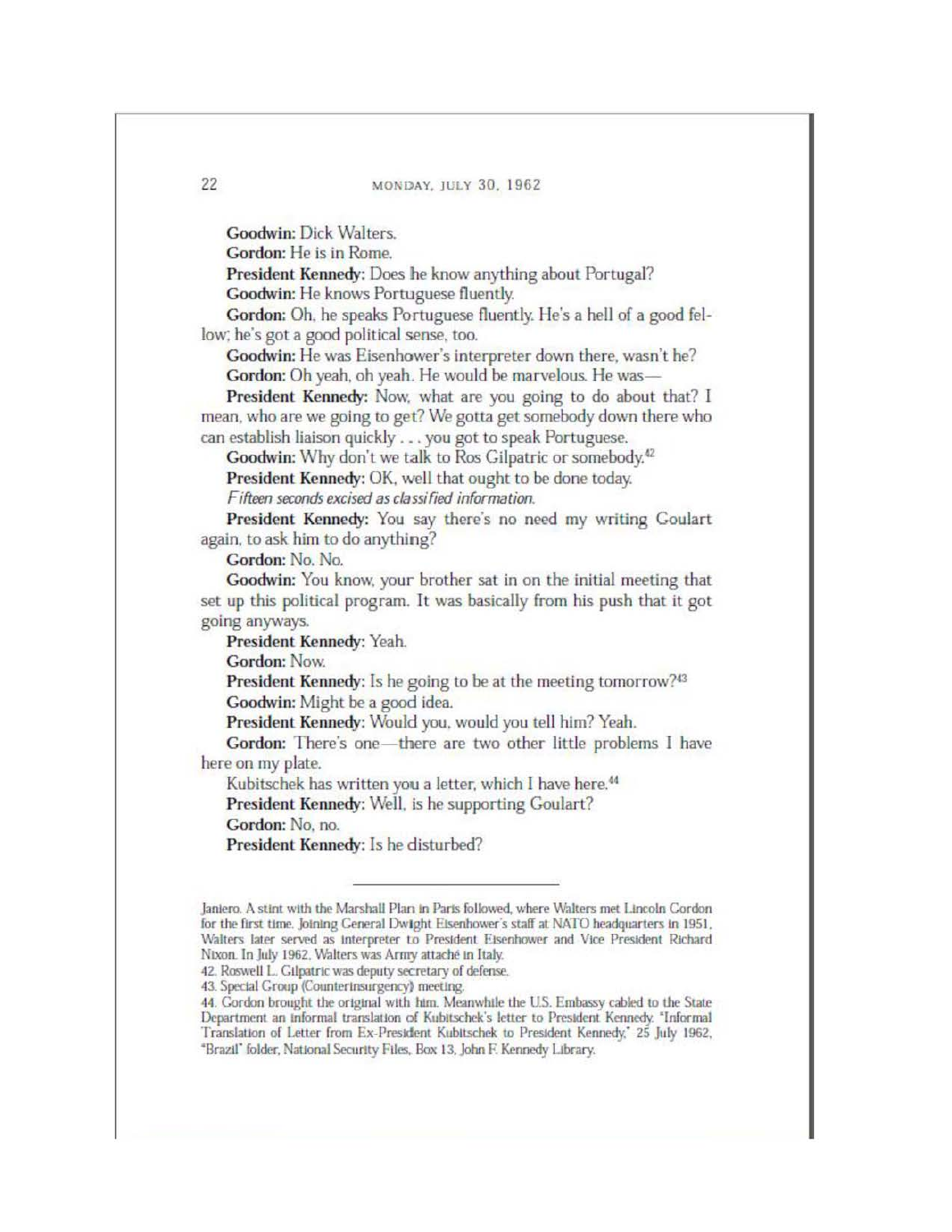**Goodwin:** Dick Walters.

**Gordon:** He is in Rome.

**President Kennedy:** Does he know anything about Portugal?

**Goodwin:** He knows Portuguese fluently.

**Gordon:** Oh, he speaks Portuguese fluently. He's a hell of a good fellow; he's got a good political sense, too.

**Goodwin:** He was Eisenhower's interpreter down there, wasn't he?

**Gordon:** Oh yeah, oh yeah. He would be marvelous. He was—

**President Kennedy:** Now, what are you going to do about that? I mean, who are we going to get? We gotta get somebody down there who can establish liaison quickly . . . you got to speak Portuguese.

**Goodwin:** Why don't we talk to Ros Gilpatric or somebody.[42]

**President Kennedy:** OK, well that ought to be done today.

*Fifteen seconds excised as classified information.*

**President Kennedy:** You say there's no need my writing Goulart again, to ask him to do anything?

**Gordon:** No. No.

**Goodwin:** You know, your brother sat in on the initial meeting that set up this political program. It was basically from his push that it got going anyways.

**President Kennedy:** Yeah.

**Gordon:** Now.

**President Kennedy:** Is he going to be at the meeting tomorrow?[43]

**Goodwin:** Might be a good idea.

**President Kennedy:** Would you, would you tell him? Yeah.

**Gordon:** There's one—there are two other little problems I have here on my plate.

Kubitschek has written you a letter, which I have here.[44]

**President Kennedy:** Well, is he supporting Goulart?

**Gordon:** No, no.

**President Kennedy:** Is he disturbed?

---

Janiero. A stint with the Marshall Plan in Paris followed, where Walters met Lincoln Gordon for the first time. Joining General Dwight Eisenhower's staff at NATO headquarters in 1951, Walters later served as interpreter to President Eisenhower and Vice President Richard Nixon. In July 1962, Walters was Army attaché in Italy.

42. Roswell L. Gilpatric was deputy secretary of defense.

43. Special Group (Counterinsurgency) meeting.

44. Gordon brought the original with him. Meanwhile the U.S. Embassy cabled to the State Department an informal translation of Kubitschek's letter to President Kennedy. "Informal Translation of Letter from Ex-President Kubitschek to President Kennedy," 25 July 1962, "Brazil" folder, National Security Files, Box 13, John F. Kennedy Library.